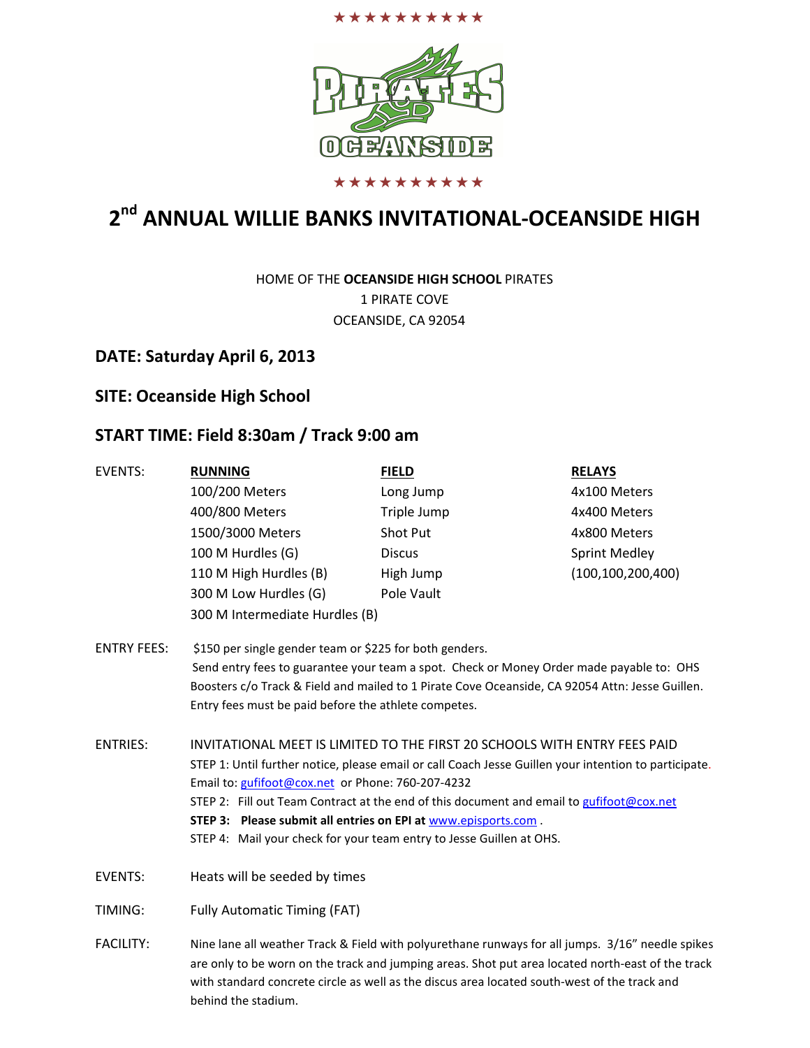★★★★★★★★★★

PIRATES OCEANSIDE

★★★★★★★★★★

# 2nd ANNUAL WILLIE BANKS INVITATIONAL-OCEANSIDE HIGH

HOME OF THE **OCEANSIDE HIGH SCHOOL** PIRATES
1 PIRATE COVE
OCEANSIDE, CA 92054

## DATE: Saturday April 6, 2013

## SITE: Oceanside High School

## START TIME: Field 8:30am / Track 9:00 am

EVENTS:

| RUNNING | FIELD | RELAYS |
|---|---|---|
| 100/200 Meters | Long Jump | 4x100 Meters |
| 400/800 Meters | Triple Jump | 4x400 Meters |
| 1500/3000 Meters | Shot Put | 4x800 Meters |
| 100 M Hurdles (G) | Discus | Sprint Medley |
| 110 M High Hurdles (B) | High Jump | (100,100,200,400) |
| 300 M Low Hurdles (G) | Pole Vault | |
| 300 M Intermediate Hurdles (B) | | |

ENTRY FEES: $150 per single gender team or $225 for both genders.
Send entry fees to guarantee your team a spot. Check or Money Order made payable to: OHS Boosters c/o Track & Field and mailed to 1 Pirate Cove Oceanside, CA 92054 Attn: Jesse Guillen.
Entry fees must be paid before the athlete competes.

ENTRIES: INVITATIONAL MEET IS LIMITED TO THE FIRST 20 SCHOOLS WITH ENTRY FEES PAID
STEP 1: Until further notice, please email or call Coach Jesse Guillen your intention to participate.
Email to: gufifoot@cox.net or Phone: 760-207-4232
STEP 2: Fill out Team Contract at the end of this document and email to gufifoot@cox.net
**STEP 3: Please submit all entries on EPI at** www.episports.com .
STEP 4: Mail your check for your team entry to Jesse Guillen at OHS.

EVENTS: Heats will be seeded by times

TIMING: Fully Automatic Timing (FAT)

FACILITY: Nine lane all weather Track & Field with polyurethane runways for all jumps. 3/16" needle spikes are only to be worn on the track and jumping areas. Shot put area located north-east of the track with standard concrete circle as well as the discus area located south-west of the track and behind the stadium.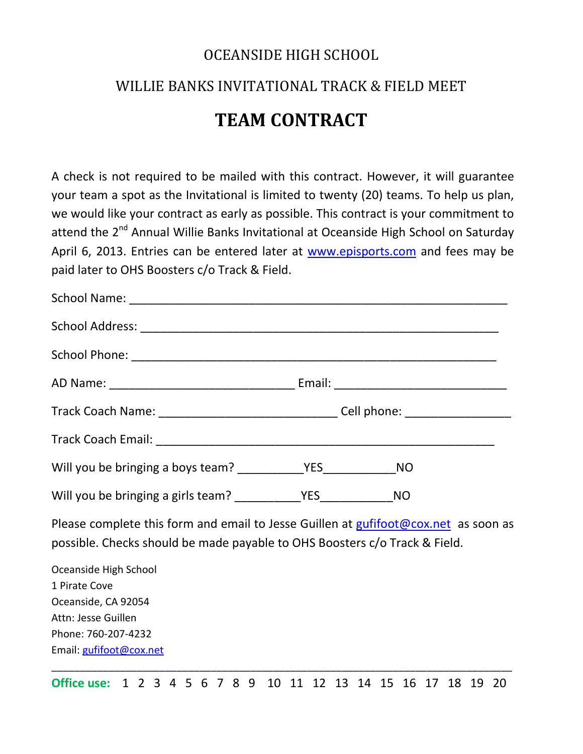OCEANSIDE HIGH SCHOOL

WILLIE BANKS INVITATIONAL TRACK & FIELD MEET

# TEAM CONTRACT

A check is not required to be mailed with this contract. However, it will guarantee your team a spot as the Invitational is limited to twenty (20) teams. To help us plan, we would like your contract as early as possible. This contract is your commitment to attend the 2nd Annual Willie Banks Invitational at Oceanside High School on Saturday April 6, 2013. Entries can be entered later at www.episports.com and fees may be paid later to OHS Boosters c/o Track & Field.

School Name: ____________________________________________________________

School Address: __________________________________________________________

School Phone: ___________________________________________________________

AD Name: _____________________________ Email: ___________________________

Track Coach Name: ____________________________ Cell phone: ________________

Track Coach Email: ______________________________________________________

Will you be bringing a boys team? __________YES___________NO

Will you be bringing a girls team? __________YES___________NO

Please complete this form and email to Jesse Guillen at gufifoot@cox.net as soon as possible. Checks should be made payable to OHS Boosters c/o Track & Field.

Oceanside High School
1 Pirate Cove
Oceanside, CA 92054
Attn: Jesse Guillen
Phone: 760-207-4232
Email: gufifoot@cox.net

---

**Office use:** 1 2 3 4 5 6 7 8 9 10 11 12 13 14 15 16 17 18 19 20